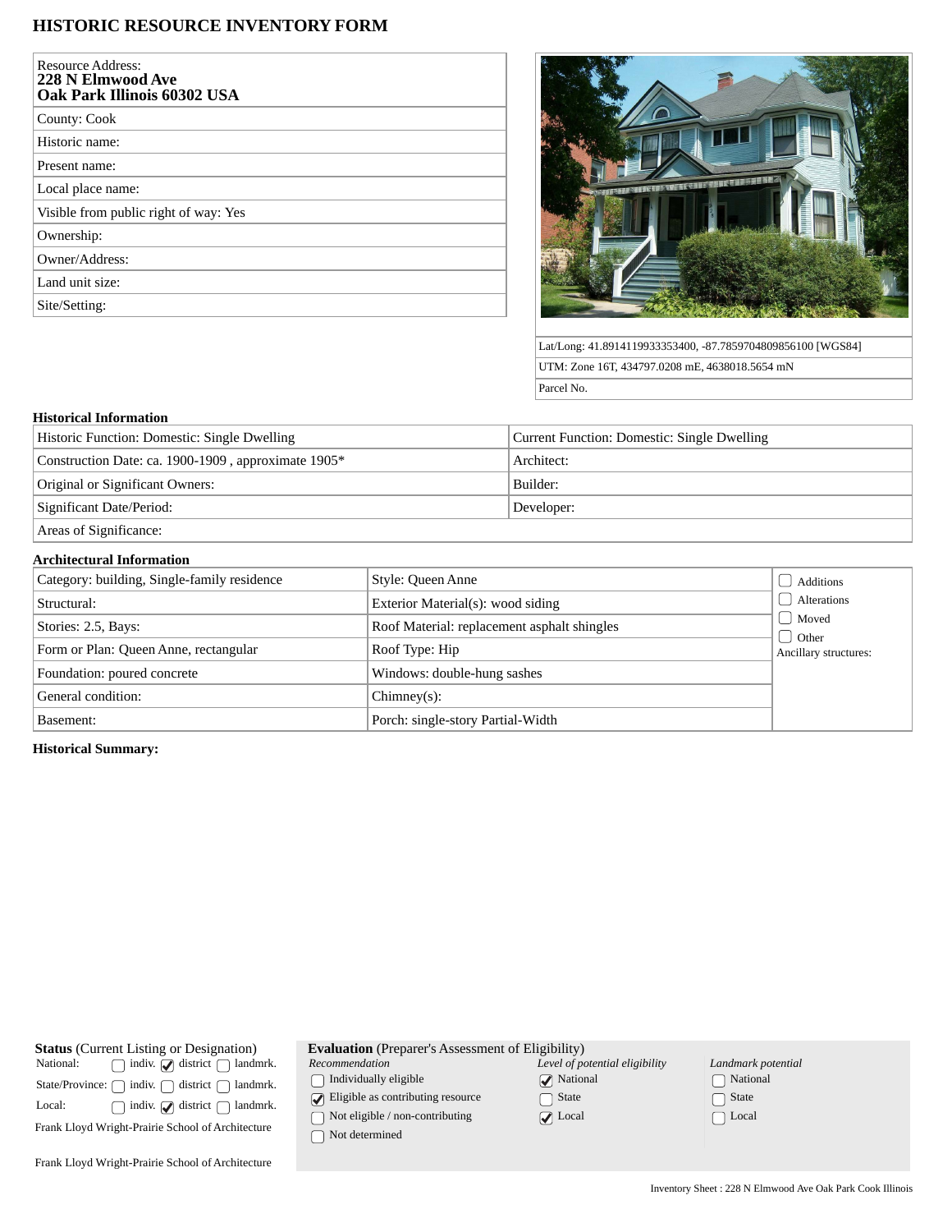# HISTORIC RESOURCE INVENTORY FORM

| Resource Address: **228 N Elmwood Ave Oak Park Illinois 60302 USA** |
|---|
| County: Cook |
| Historic name: |
| Present name: |
| Local place name: |
| Visible from public right of way: Yes |
| Ownership: |
| Owner/Address: |
| Land unit size: |
| Site/Setting: |

| Lat/Long: 41.8914119933353400, -87.7859704809856100 [WGS84] |
|---|
| UTM: Zone 16T, 434797.0208 mE, 4638018.5654 mN |
| Parcel No. |

### Historical Information

| Historic Function: Domestic: Single Dwelling | Current Function: Domestic: Single Dwelling |
|---|---|
| Construction Date: ca. 1900-1909 , approximate 1905* | Architect: |
| Original or Significant Owners: | Builder: |
| Significant Date/Period: | Developer: |
| Areas of Significance: | |

### Architectural Information

| Category: building, Single-family residence | Style: Queen Anne | ☐ Additions ☐ Alterations ☐ Moved ☐ Other Ancillary structures: |
|---|---|---|
| Structural: | Exterior Material(s): wood siding | |
| Stories: 2.5, Bays: | Roof Material: replacement asphalt shingles | |
| Form or Plan: Queen Anne, rectangular | Roof Type: Hip | |
| Foundation: poured concrete | Windows: double-hung sashes | |
| General condition: | Chimney(s): | |
| Basement: | Porch: single-story Partial-Width | |

**Historical Summary:**

**Status** (Current Listing or Designation)

| | | | |
|---|---|---|---|
| National: | ☐ indiv. | ☑ district | ☐ landmrk. |
| State/Province: | ☐ indiv. | ☐ district | ☐ landmrk. |
| Local: | ☐ indiv. | ☑ district | ☐ landmrk. |

Frank Lloyd Wright-Prairie School of Architecture

Frank Lloyd Wright-Prairie School of Architecture

**Evaluation** (Preparer's Assessment of Eligibility)

| *Recommendation* | *Level of potential eligibility* | *Landmark potential* |
|---|---|---|
| ☐ Individually eligible | ☑ National | ☐ National |
| ☑ Eligible as contributing resource | ☐ State | ☐ State |
| ☐ Not eligible / non-contributing | ☑ Local | ☐ Local |
| ☐ Not determined | | |

Inventory Sheet : 228 N Elmwood Ave Oak Park Cook Illinois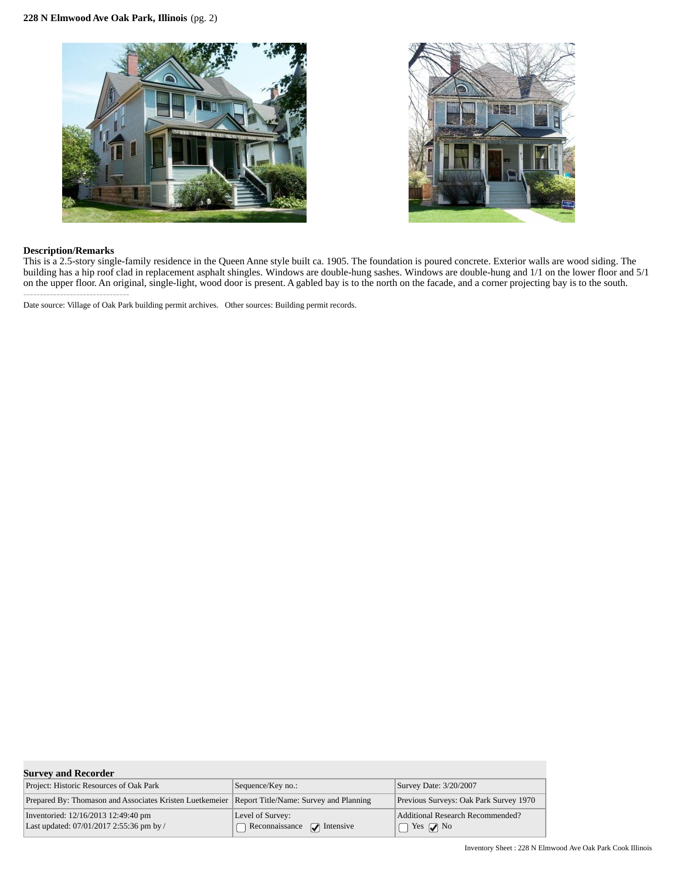**228 N Elmwood Ave Oak Park, Illinois** (pg. 2)

**Description/Remarks**

This is a 2.5-story single-family residence in the Queen Anne style built ca. 1905. The foundation is poured concrete. Exterior walls are wood siding. The building has a hip roof clad in replacement asphalt shingles. Windows are double-hung sashes. Windows are double-hung and 1/1 on the lower floor and 5/1 on the upper floor. An original, single-light, wood door is present. A gabled bay is to the north on the facade, and a corner projecting bay is to the south.

Date source: Village of Oak Park building permit archives. Other sources: Building permit records.

**Survey and Recorder**

| | | |
|---|---|---|
| Project: Historic Resources of Oak Park | Sequence/Key no.: | Survey Date: 3/20/2007 |
| Prepared By: Thomason and Associates Kristen Luetkemeier | Report Title/Name: Survey and Planning | Previous Surveys: Oak Park Survey 1970 |
| Inventoried: 12/16/2013 12:49:40 pm<br>Last updated: 07/01/2017 2:55:36 pm by / | Level of Survey:<br>☐ Reconnaissance ☑ Intensive | Additional Research Recommended?<br>☐ Yes ☑ No |

Inventory Sheet : 228 N Elmwood Ave Oak Park Cook Illinois